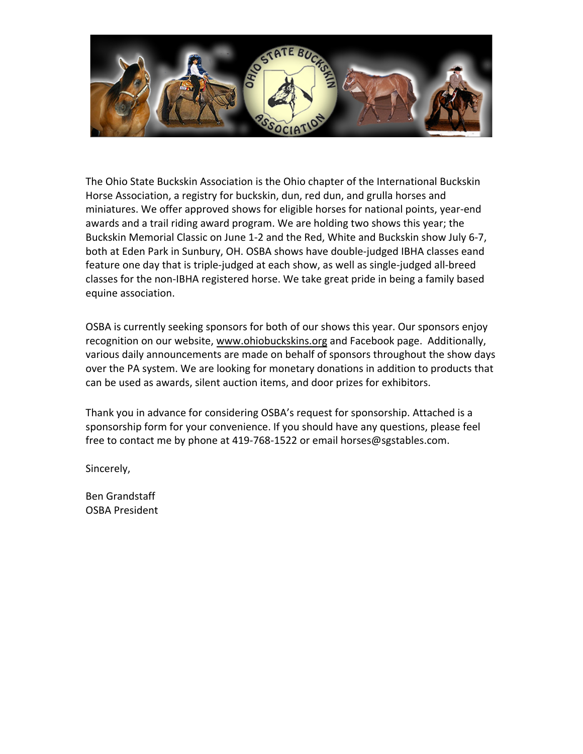The Ohio State Buckskin Association is the Ohio chapter of the International Buckskin Horse Association, a registry for buckskin, dun, red dun, and grulla horses and miniatures. We offer approved shows for eligible horses for national points, year-end awards and a trail riding award program. We are holding two shows this year; the Buckskin Memorial Classic on June 1-2 and the Red, White and Buckskin show July 6-7, both at Eden Park in Sunbury, OH. OSBA shows have double-judged IBHA classes eand feature one day that is triple-judged at each show, as well as single-judged all-breed classes for the non-IBHA registered horse. We take great pride in being a family based equine association.

OSBA is currently seeking sponsors for both of our shows this year. Our sponsors enjoy recognition on our website, www.ohiobuckskins.org and Facebook page. Additionally, various daily announcements are made on behalf of sponsors throughout the show days over the PA system. We are looking for monetary donations in addition to products that can be used as awards, silent auction items, and door prizes for exhibitors.

Thank you in advance for considering OSBA's request for sponsorship. Attached is a sponsorship form for your convenience. If you should have any questions, please feel free to contact me by phone at 419-768-1522 or email horses@sgstables.com.

Sincerely,

Ben Grandstaff
OSBA President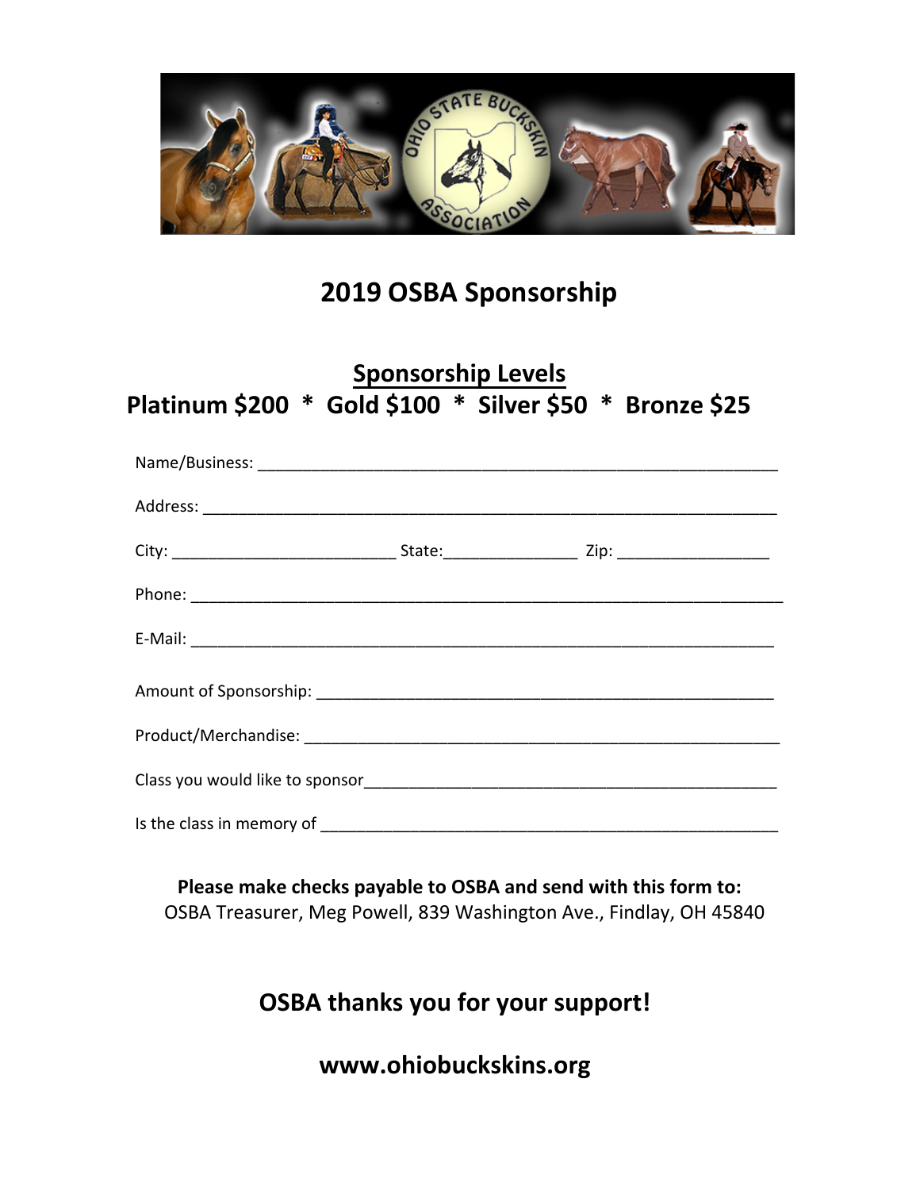# 2019 OSBA Sponsorship

## Sponsorship Levels

**Platinum $200 * Gold $100 * Silver $50 * Bronze $25**

Name/Business: ____________________________________________________________

Address: _________________________________________________________________

City: _________________________ State:_______________ Zip: _________________

Phone: ___________________________________________________________________

E-Mail: __________________________________________________________________

Amount of Sponsorship: ____________________________________________________

Product/Merchandise: ______________________________________________________

Class you would like to sponsor_____________________________________________

Is the class in memory of ___________________________________________________

**Please make checks payable to OSBA and send with this form to:**
OSBA Treasurer, Meg Powell, 839 Washington Ave., Findlay, OH 45840

## OSBA thanks you for your support!

## www.ohiobuckskins.org